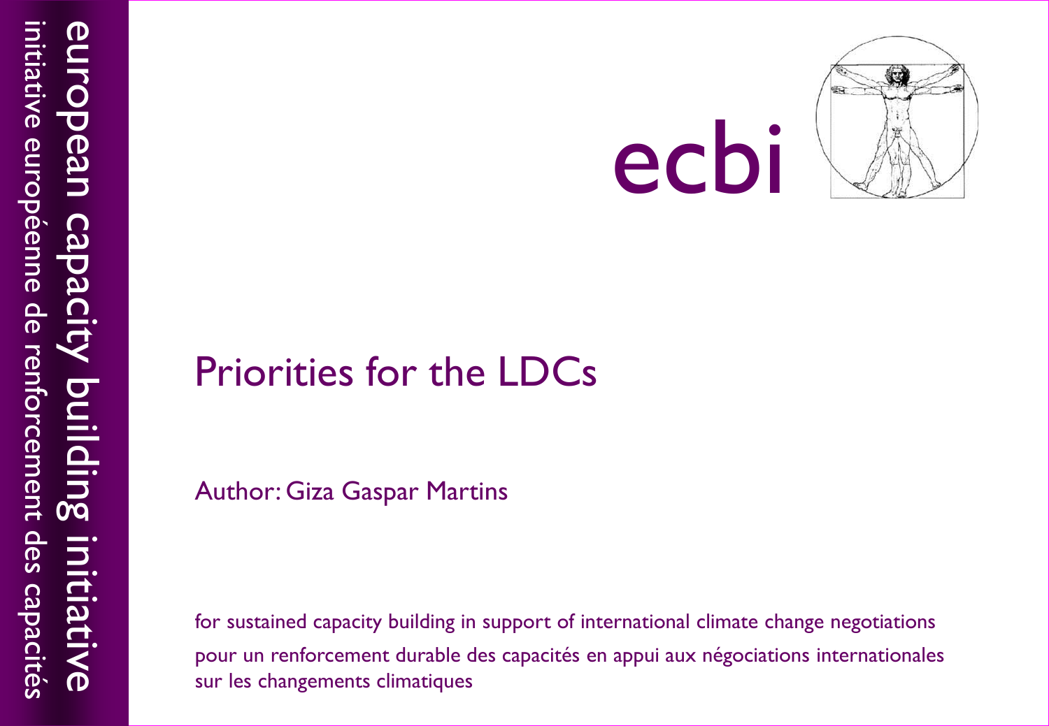european capacity building initiative

initiative européenne de renforcement des capacités

ecbi

# Priorities for the LDCs

Author: Giza Gaspar Martins

for sustained capacity building in support of international climate change negotiations

pour un renforcement durable des capacités en appui aux négociations internationales sur les changements climatiques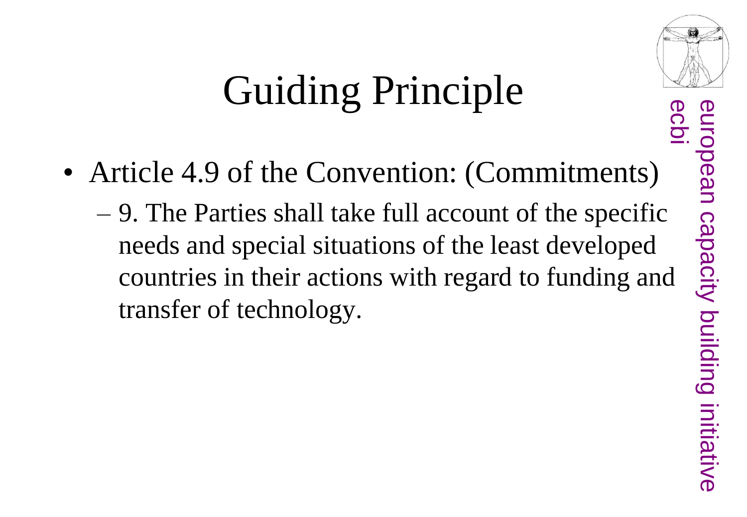# Guiding Principle

- Article 4.9 of the Convention: (Commitments)
  - 9. The Parties shall take full account of the specific needs and special situations of the least developed countries in their actions with regard to funding and transfer of technology.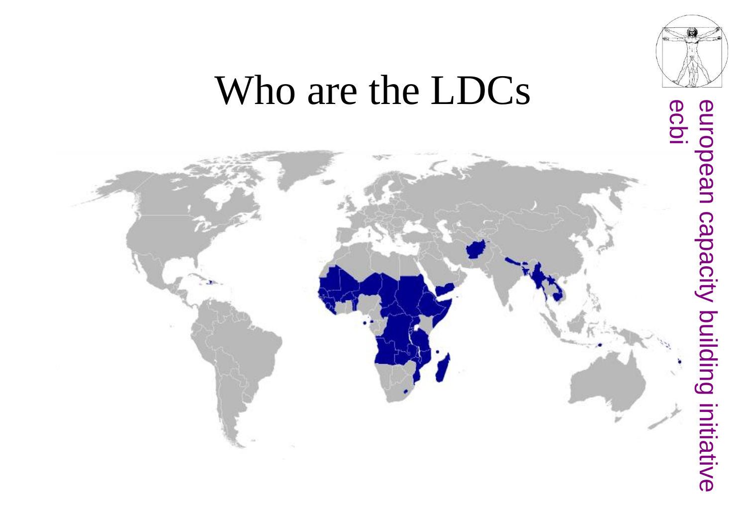# Who are the LDCs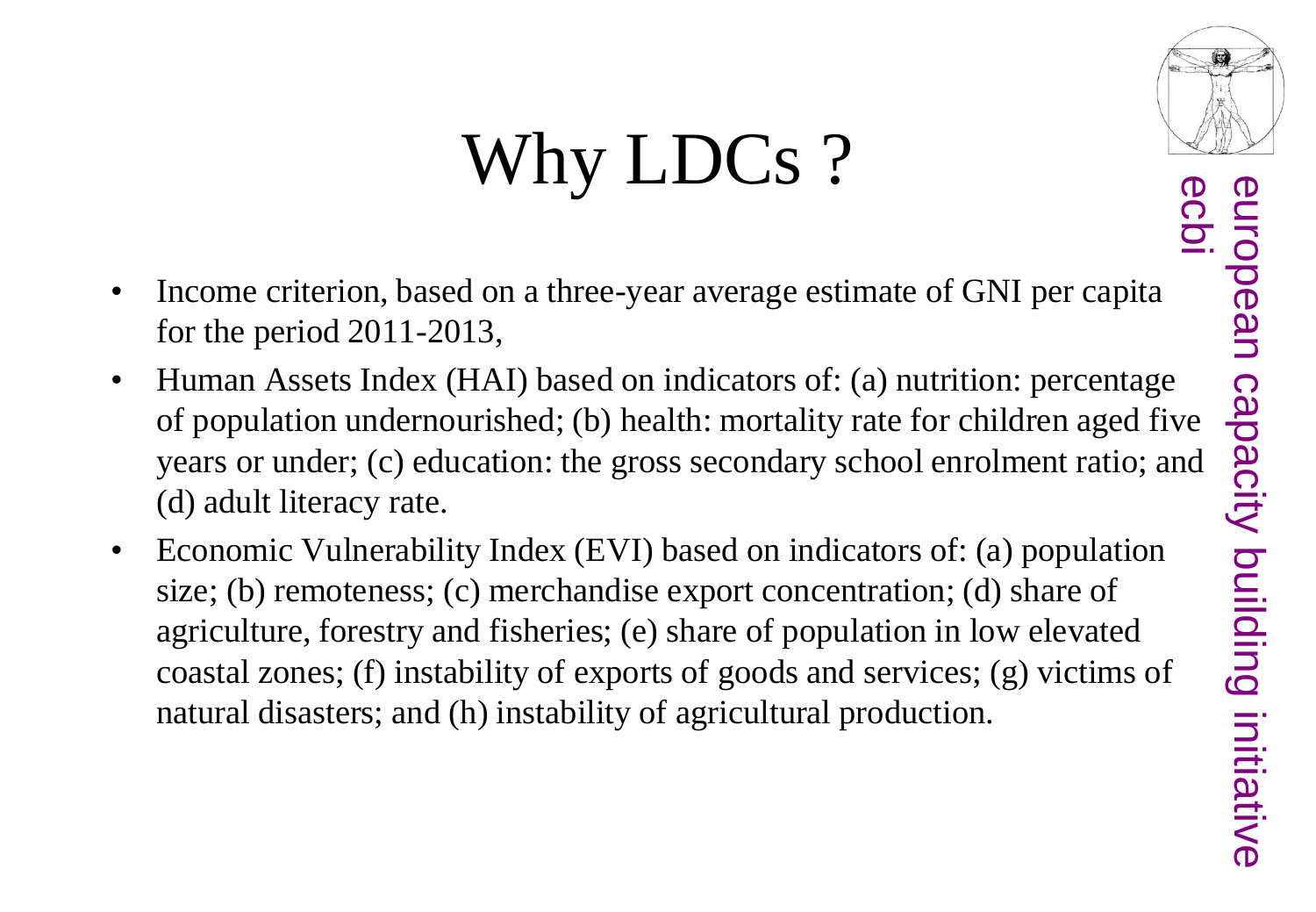# Why LDCs ?

- Income criterion, based on a three-year average estimate of GNI per capita for the period 2011-2013,
- Human Assets Index (HAI) based on indicators of: (a) nutrition: percentage of population undernourished; (b) health: mortality rate for children aged five years or under; (c) education: the gross secondary school enrolment ratio; and (d) adult literacy rate.
- Economic Vulnerability Index (EVI) based on indicators of: (a) population size; (b) remoteness; (c) merchandise export concentration; (d) share of agriculture, forestry and fisheries; (e) share of population in low elevated coastal zones; (f) instability of exports of goods and services; (g) victims of natural disasters; and (h) instability of agricultural production.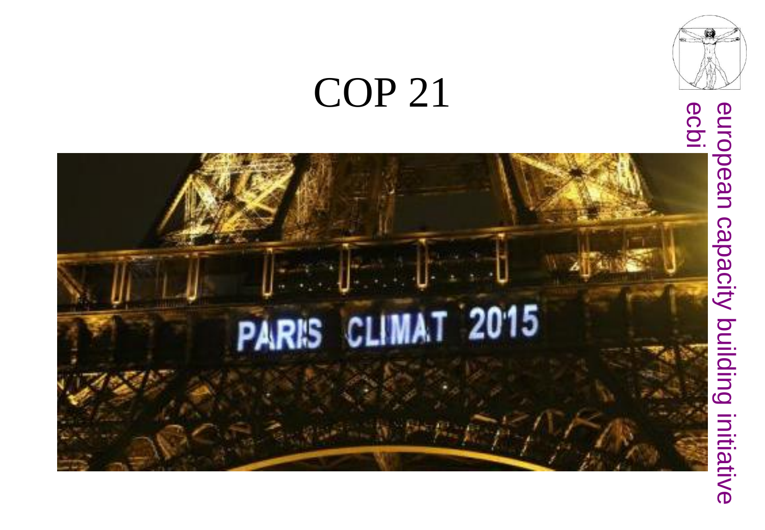# COP 21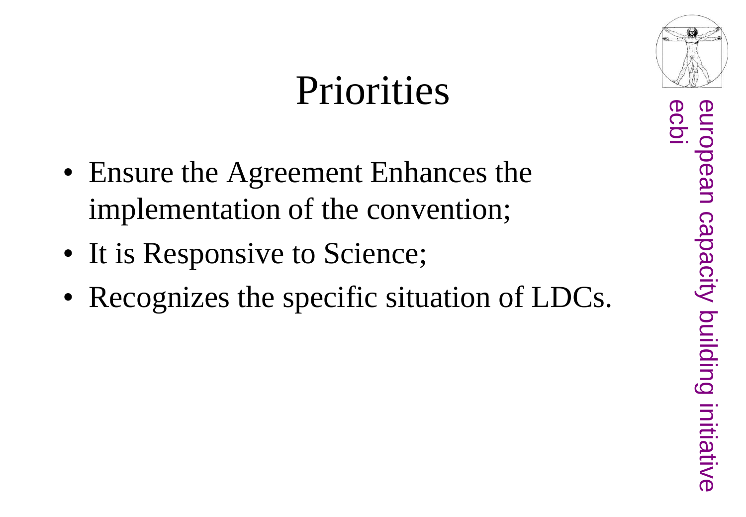# Priorities

- Ensure the Agreement Enhances the implementation of the convention;
- It is Responsive to Science;
- Recognizes the specific situation of LDCs.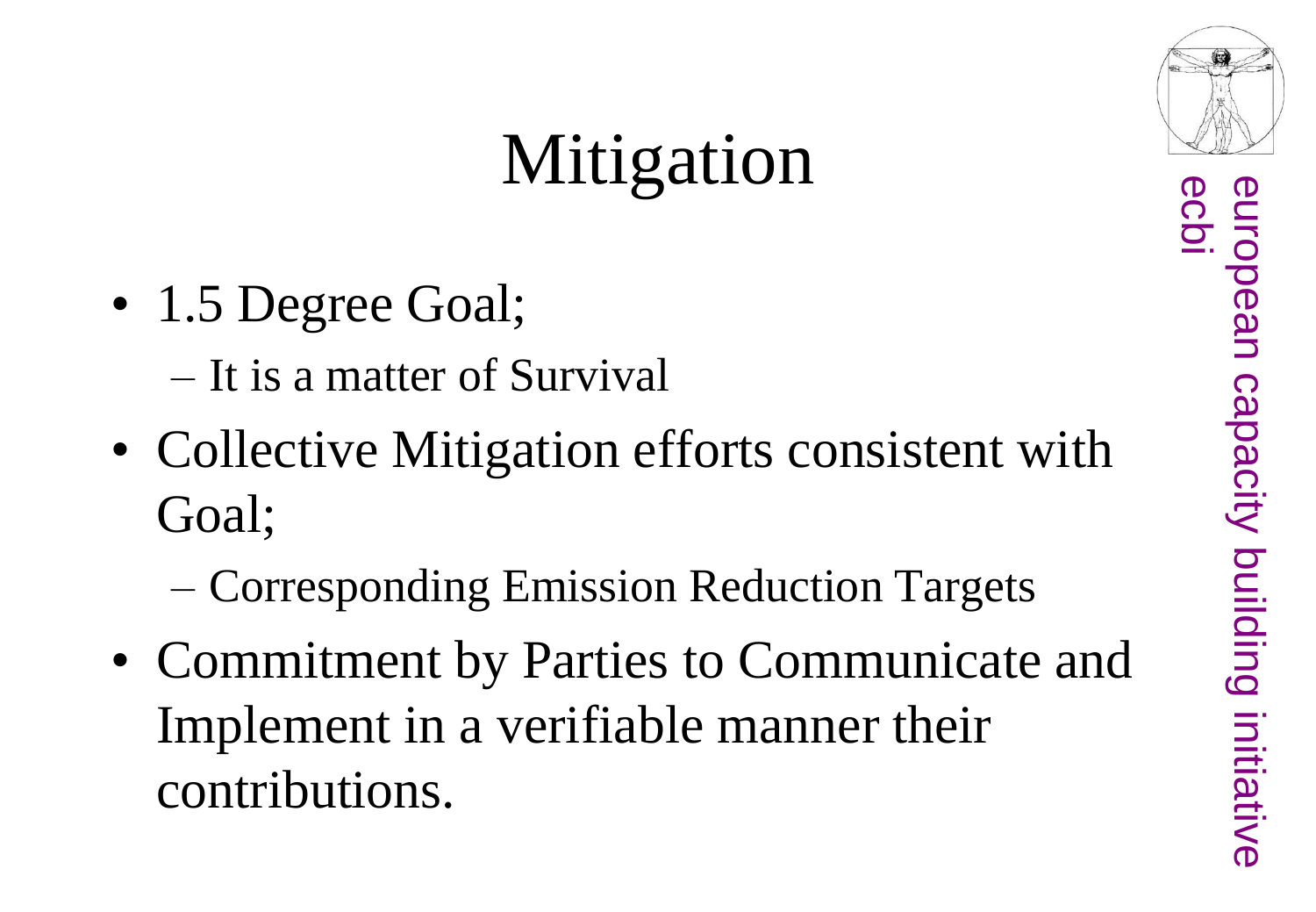# Mitigation

- 1.5 Degree Goal;
  - It is a matter of Survival
- Collective Mitigation efforts consistent with Goal;
  - Corresponding Emission Reduction Targets
- Commitment by Parties to Communicate and Implement in a verifiable manner their contributions.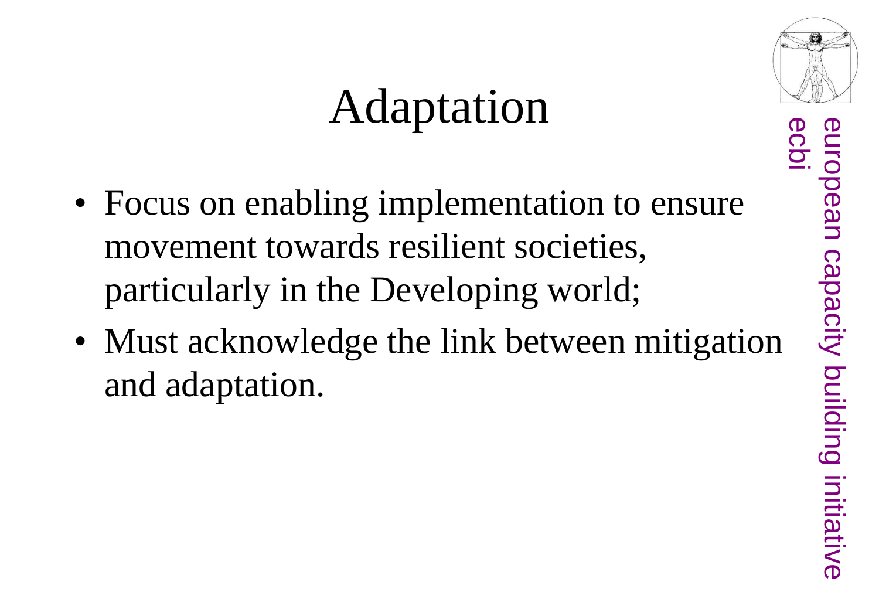# Adaptation

- Focus on enabling implementation to ensure movement towards resilient societies, particularly in the Developing world;
- Must acknowledge the link between mitigation and adaptation.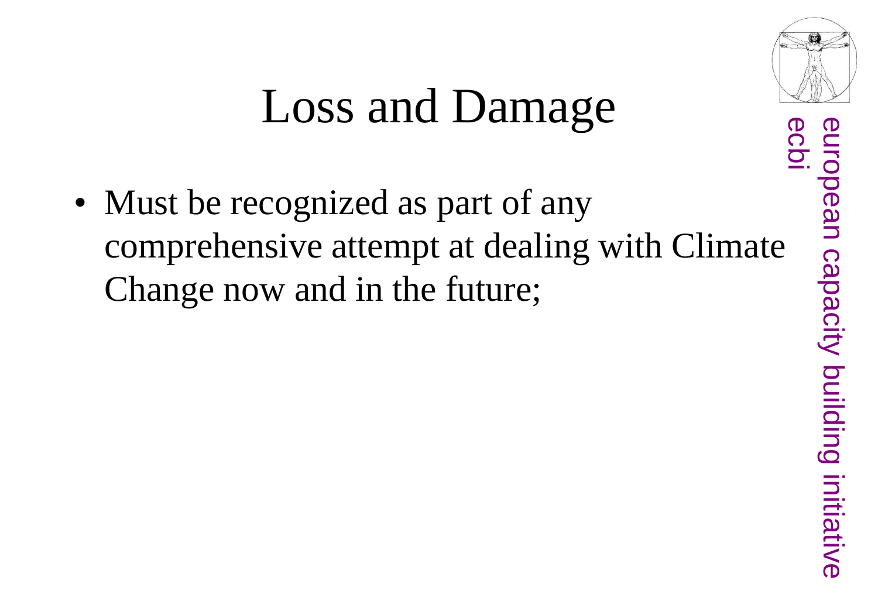# Loss and Damage

- Must be recognized as part of any comprehensive attempt at dealing with Climate Change now and in the future;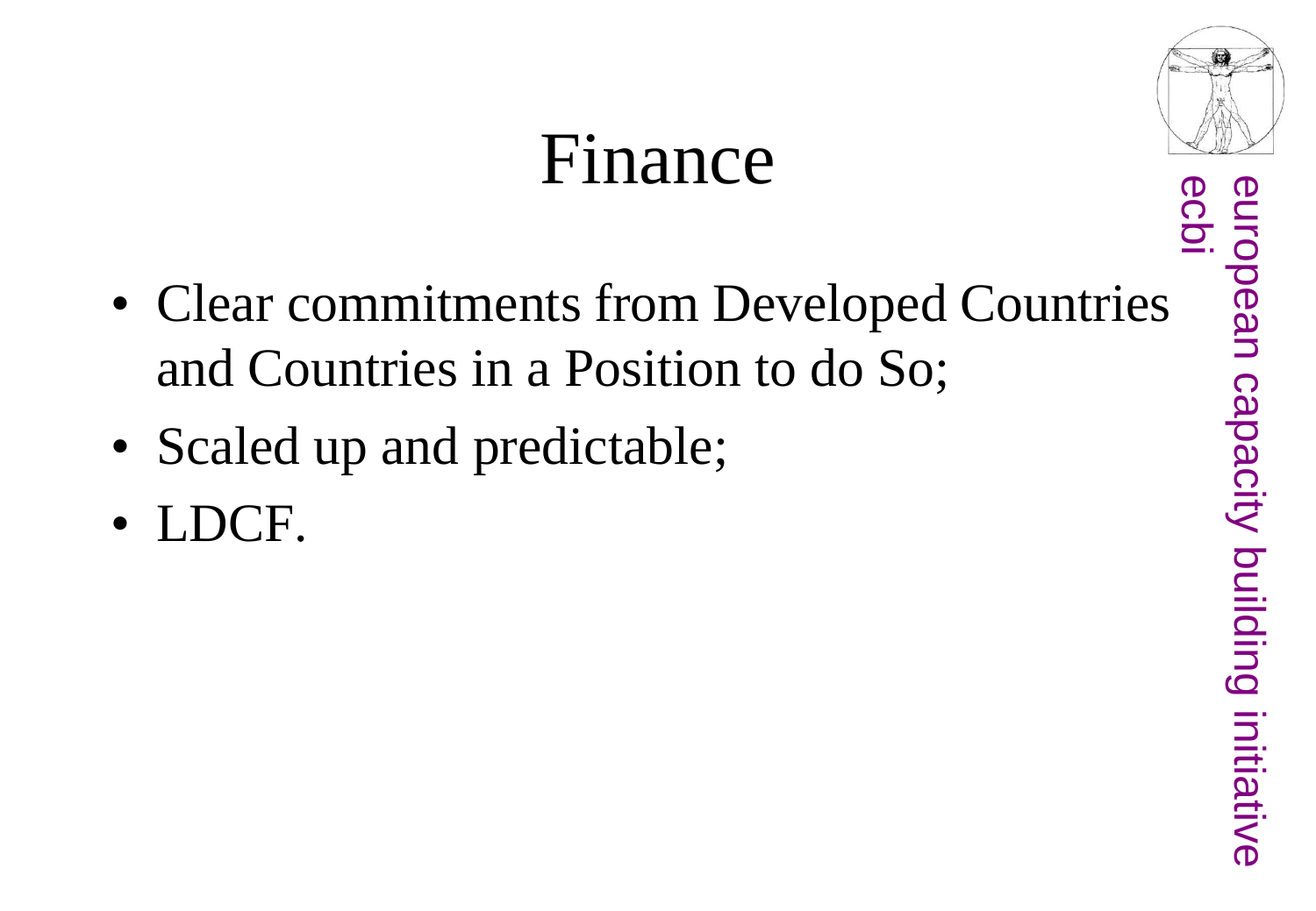# Finance

- Clear commitments from Developed Countries and Countries in a Position to do So;
- Scaled up and predictable;
- LDCF.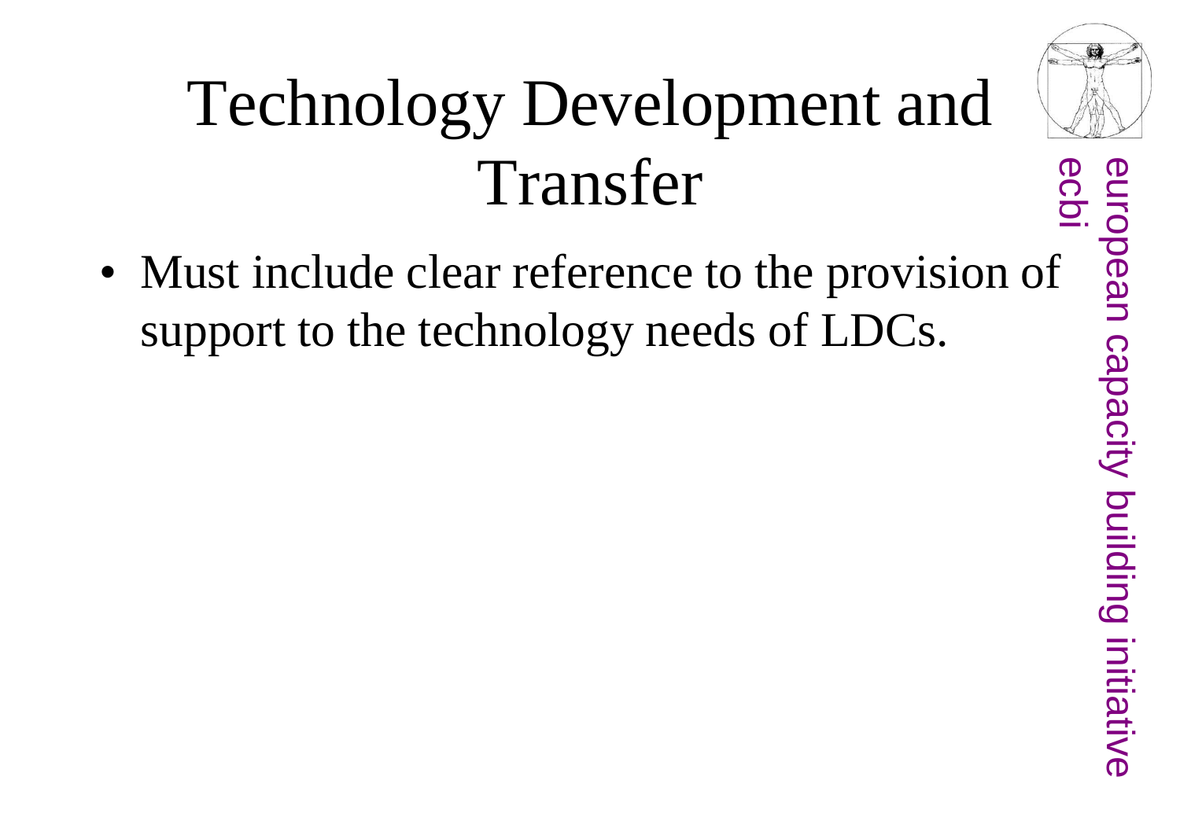# Technology Development and Transfer

- Must include clear reference to the provision of support to the technology needs of LDCs.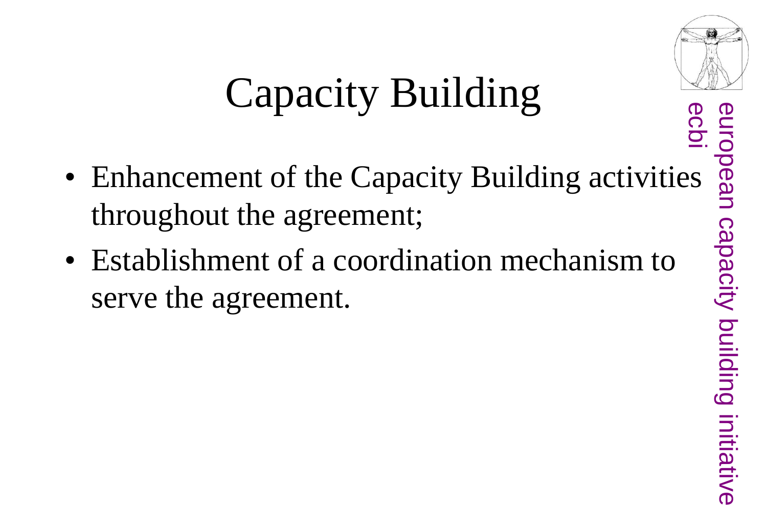# Capacity Building

- Enhancement of the Capacity Building activities throughout the agreement;
- Establishment of a coordination mechanism to serve the agreement.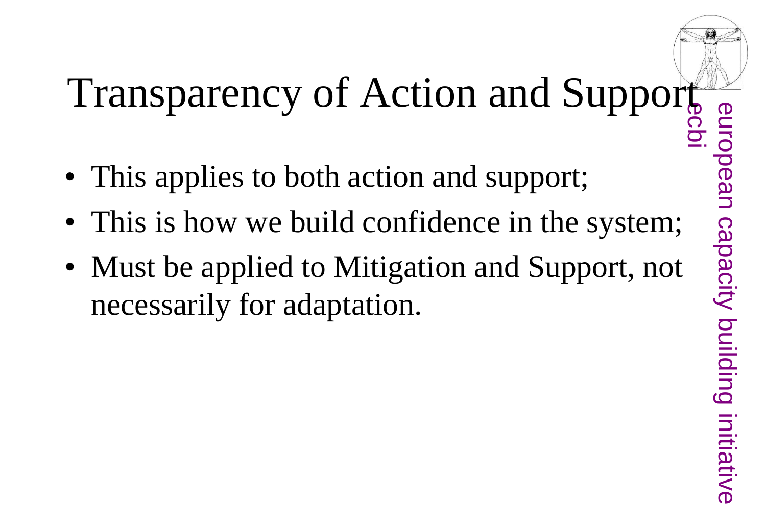# Transparency of Action and Support

- This applies to both action and support;
- This is how we build confidence in the system;
- Must be applied to Mitigation and Support, not necessarily for adaptation.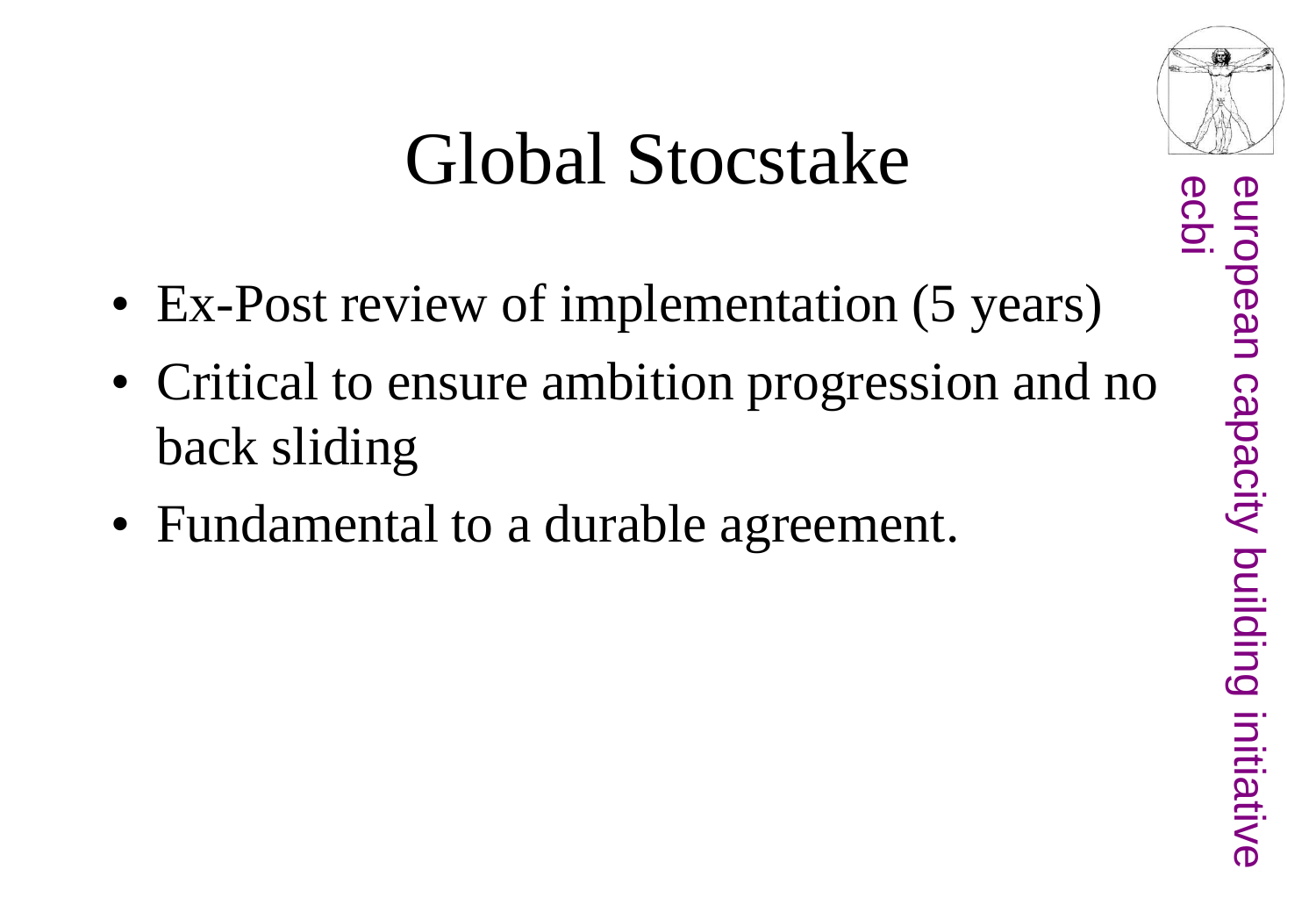# Global Stocstake

- Ex-Post review of implementation (5 years)
- Critical to ensure ambition progression and no back sliding
- Fundamental to a durable agreement.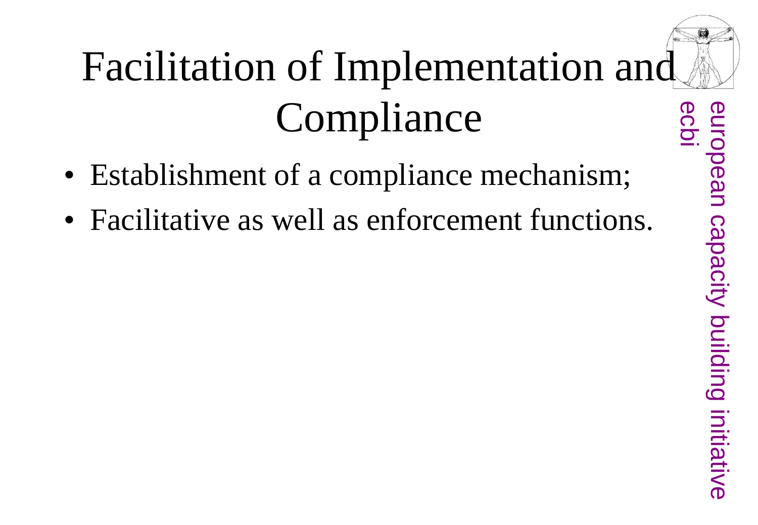# Facilitation of Implementation and Compliance

- Establishment of a compliance mechanism;
- Facilitative as well as enforcement functions.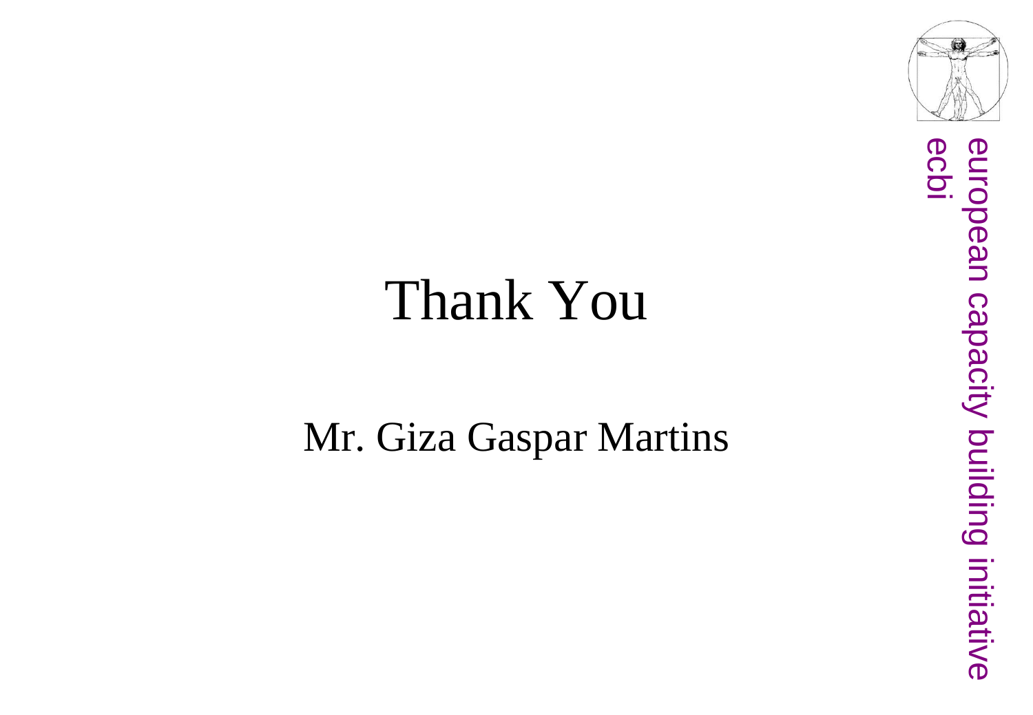# Thank You

Mr. Giza Gaspar Martins